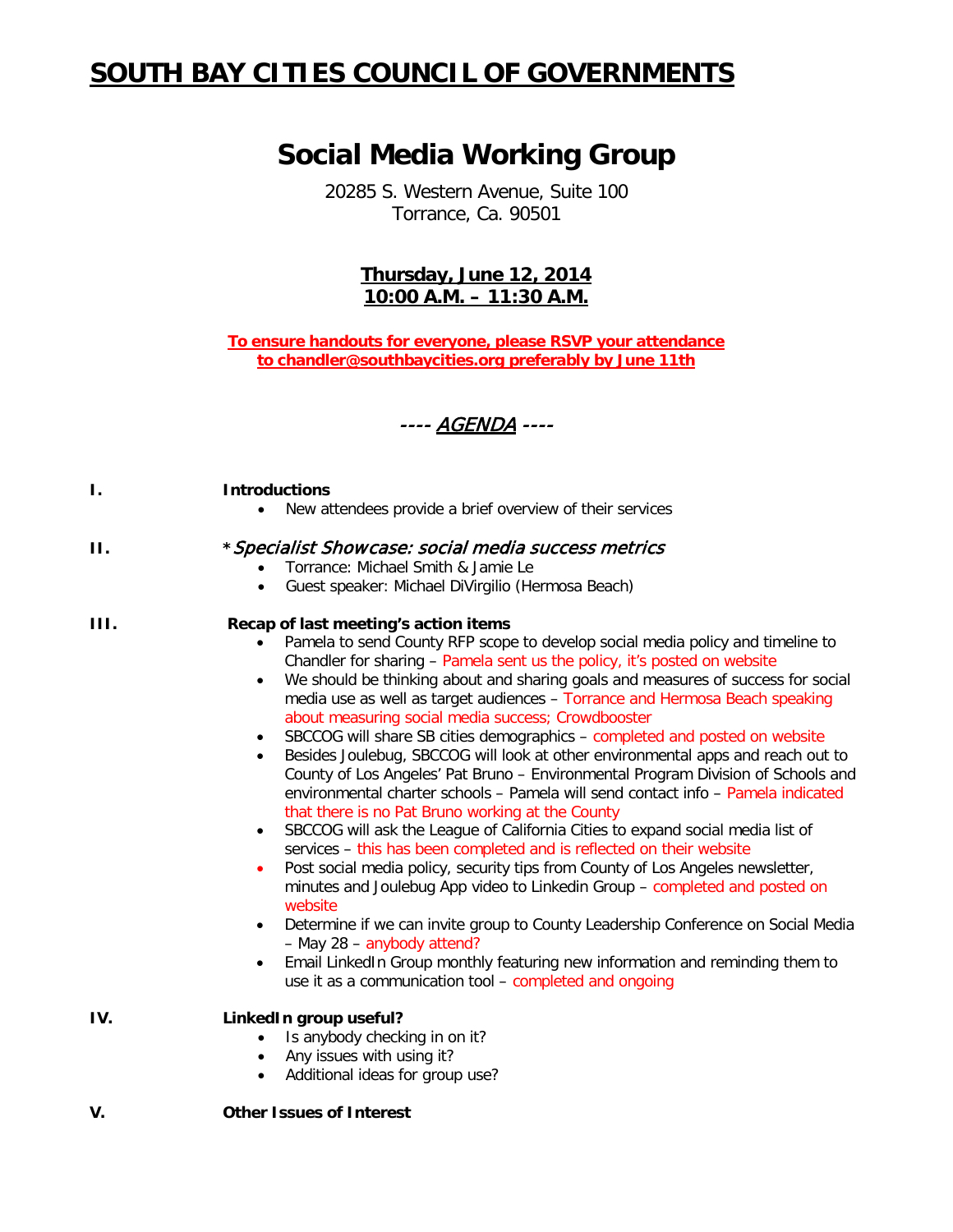# SOUTH BAY CITIES COUNCIL OF GOVERNMENTS

## Social Media Working Group

20285 S. Western Avenue, Suite 100
Torrance, Ca. 90501

**Thursday, June 12, 2014**
**10:00 A.M. – 11:30 A.M.**

**To ensure handouts for everyone, please RSVP your attendance to chandler@southbaycities.org preferably by June 11th**

### ---- *AGENDA* ----

**I. Introductions**

- New attendees provide a brief overview of their services

**II. \*Specialist Showcase: social media success metrics**

- Torrance: Michael Smith & Jamie Le
- Guest speaker: Michael DiVirgilio (Hermosa Beach)

**III. Recap of last meeting's action items**

- Pamela to send County RFP scope to develop social media policy and timeline to Chandler for sharing – Pamela sent us the policy, it's posted on website
- We should be thinking about and sharing goals and measures of success for social media use as well as target audiences – Torrance and Hermosa Beach speaking about measuring social media success; Crowdbooster
- SBCCOG will share SB cities demographics – completed and posted on website
- Besides Joulebug, SBCCOG will look at other environmental apps and reach out to County of Los Angeles' Pat Bruno – Environmental Program Division of Schools and environmental charter schools – Pamela will send contact info – Pamela indicated that there is no Pat Bruno working at the County
- SBCCOG will ask the League of California Cities to expand social media list of services – this has been completed and is reflected on their website
- Post social media policy, security tips from County of Los Angeles newsletter, minutes and Joulebug App video to Linkedin Group – completed and posted on website
- Determine if we can invite group to County Leadership Conference on Social Media – May 28 – anybody attend?
- Email LinkedIn Group monthly featuring new information and reminding them to use it as a communication tool – completed and ongoing

**IV. LinkedIn group useful?**

- Is anybody checking in on it?
- Any issues with using it?
- Additional ideas for group use?

**V. Other Issues of Interest**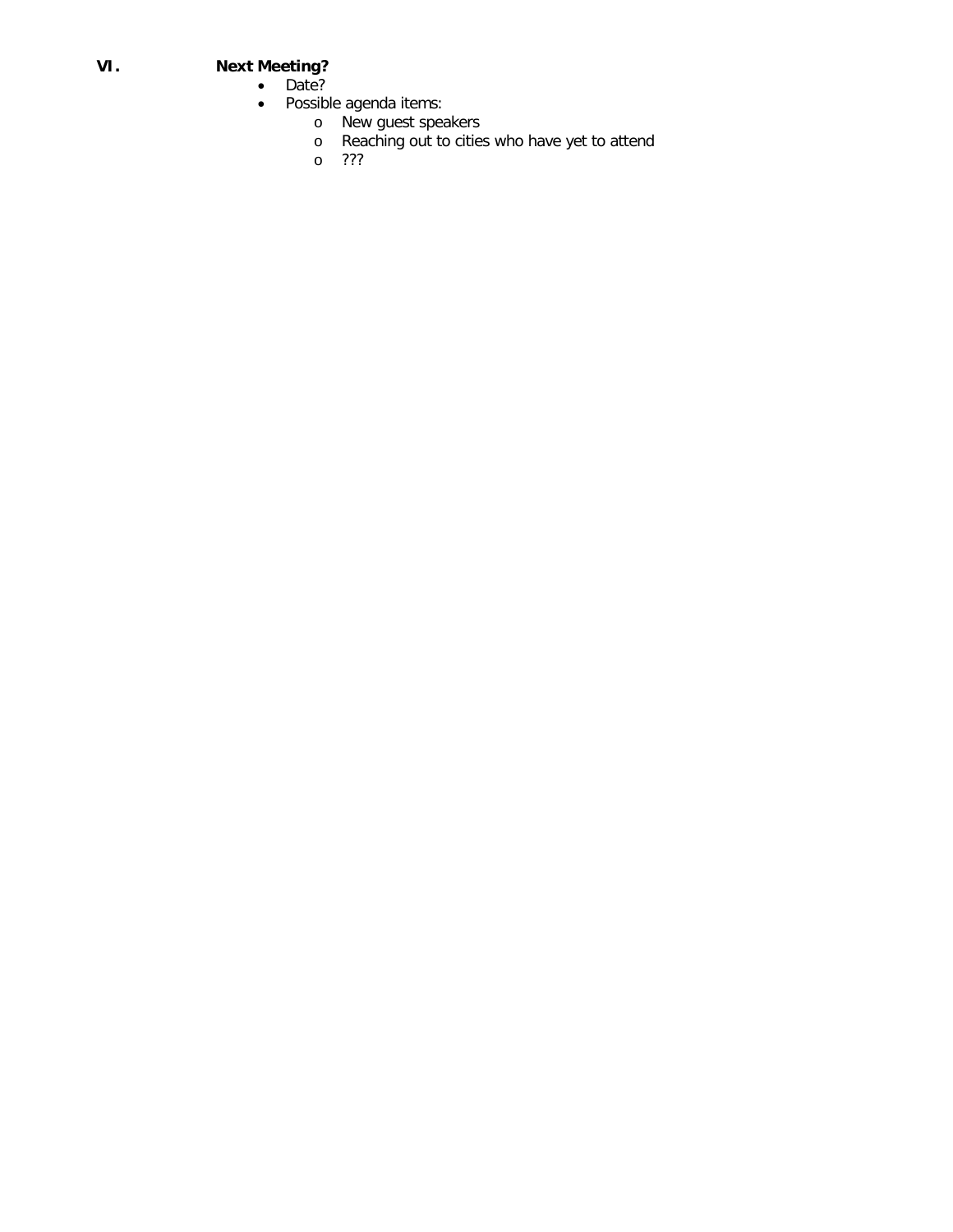## VI. Next Meeting?

- Date?
- Possible agenda items:
  - New guest speakers
  - Reaching out to cities who have yet to attend
  - ???